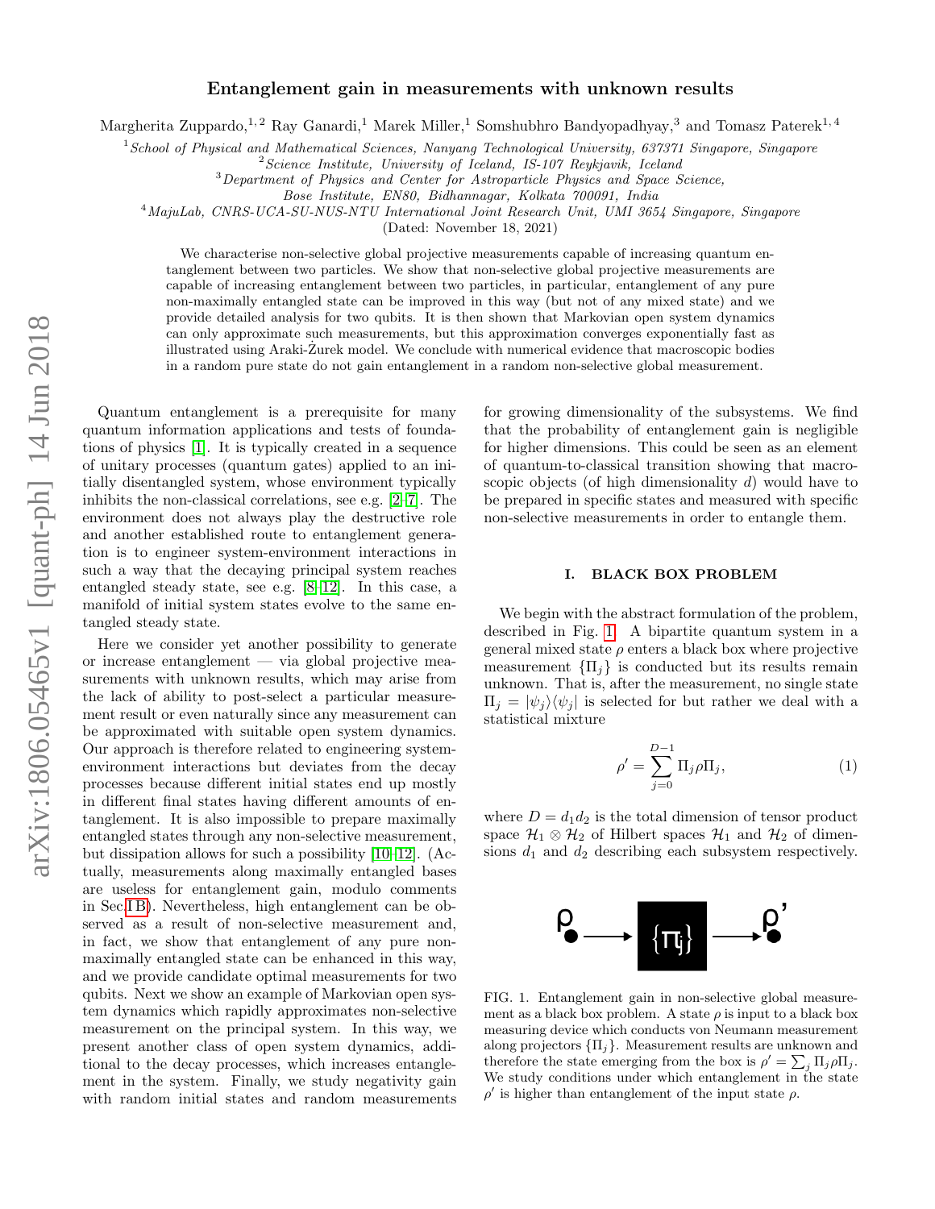# Entanglement gain in measurements with unknown results

Margherita Zuppardo,[1,2] Ray Ganardi,[1] Marek Miller,[1] Somshubhro Bandyopadhyay,[3] and Tomasz Paterek[1,4]

[1] *School of Physical and Mathematical Sciences, Nanyang Technological University, 637371 Singapore, Singapore*
[2] *Science Institute, University of Iceland, IS-107 Reykjavik, Iceland*
[3] *Department of Physics and Center for Astroparticle Physics and Space Science, Bose Institute, EN80, Bidhannagar, Kolkata 700091, India*
[4] *MajuLab, CNRS-UCA-SU-NUS-NTU International Joint Research Unit, UMI 3654 Singapore, Singapore*

(Dated: November 18, 2021)

We characterise non-selective global projective measurements capable of increasing quantum entanglement between two particles. We show that non-selective global projective measurements are capable of increasing entanglement between two particles, in particular, entanglement of any pure non-maximally entangled state can be improved in this way (but not of any mixed state) and we provide detailed analysis for two qubits. It is then shown that Markovian open system dynamics can only approximate such measurements, but this approximation converges exponentially fast as illustrated using Araki-Żurek model. We conclude with numerical evidence that macroscopic bodies in a random pure state do not gain entanglement in a random non-selective global measurement.

Quantum entanglement is a prerequisite for many quantum information applications and tests of foundations of physics [1]. It is typically created in a sequence of unitary processes (quantum gates) applied to an initially disentangled system, whose environment typically inhibits the non-classical correlations, see e.g. [2–7]. The environment does not always play the destructive role and another established route to entanglement generation is to engineer system-environment interactions in such a way that the decaying principal system reaches entangled steady state, see e.g. [8–12]. In this case, a manifold of initial system states evolve to the same entangled steady state.

Here we consider yet another possibility to generate or increase entanglement — via global projective measurements with unknown results, which may arise from the lack of ability to post-select a particular measurement result or even naturally since any measurement can be approximated with suitable open system dynamics. Our approach is therefore related to engineering system-environment interactions but deviates from the decay processes because different initial states end up mostly in different final states having different amounts of entanglement. It is also impossible to prepare maximally entangled states through any non-selective measurement, but dissipation allows for such a possibility [10–12]. (Actually, measurements along maximally entangled bases are useless for entanglement gain, modulo comments in Sec. I B). Nevertheless, high entanglement can be observed as a result of non-selective measurement and, in fact, we show that entanglement of any pure non-maximally entangled state can be enhanced in this way, and we provide candidate optimal measurements for two qubits. Next we show an example of Markovian open system dynamics which rapidly approximates non-selective measurement on the principal system. In this way, we present another class of open system dynamics, additional to the decay processes, which increases entanglement in the system. Finally, we study negativity gain with random initial states and random measurements for growing dimensionality of the subsystems. We find that the probability of entanglement gain is negligible for higher dimensions. This could be seen as an element of quantum-to-classical transition showing that macroscopic objects (of high dimensionality $d$) would have to be prepared in specific states and measured with specific non-selective measurements in order to entangle them.

## I. BLACK BOX PROBLEM

We begin with the abstract formulation of the problem, described in Fig. 1. A bipartite quantum system in a general mixed state $\rho$ enters a black box where projective measurement $\{\Pi_j\}$ is conducted but its results remain unknown. That is, after the measurement, no single state $\Pi_j = |\psi_j\rangle\langle\psi_j|$ is selected for but rather we deal with a statistical mixture

$$\rho' = \sum_{j=0}^{D-1} \Pi_j \rho \Pi_j, \tag{1}$$

where $D = d_1 d_2$ is the total dimension of tensor product space $\mathcal{H}_1 \otimes \mathcal{H}_2$ of Hilbert spaces $\mathcal{H}_1$ and $\mathcal{H}_2$ of dimensions $d_1$ and $d_2$ describing each subsystem respectively.

FIG. 1. Entanglement gain in non-selective global measurement as a black box problem. A state $\rho$ is input to a black box measuring device which conducts von Neumann measurement along projectors $\{\Pi_j\}$. Measurement results are unknown and therefore the state emerging from the box is $\rho' = \sum_j \Pi_j \rho \Pi_j$. We study conditions under which entanglement in the state $\rho'$ is higher than entanglement of the input state $\rho$.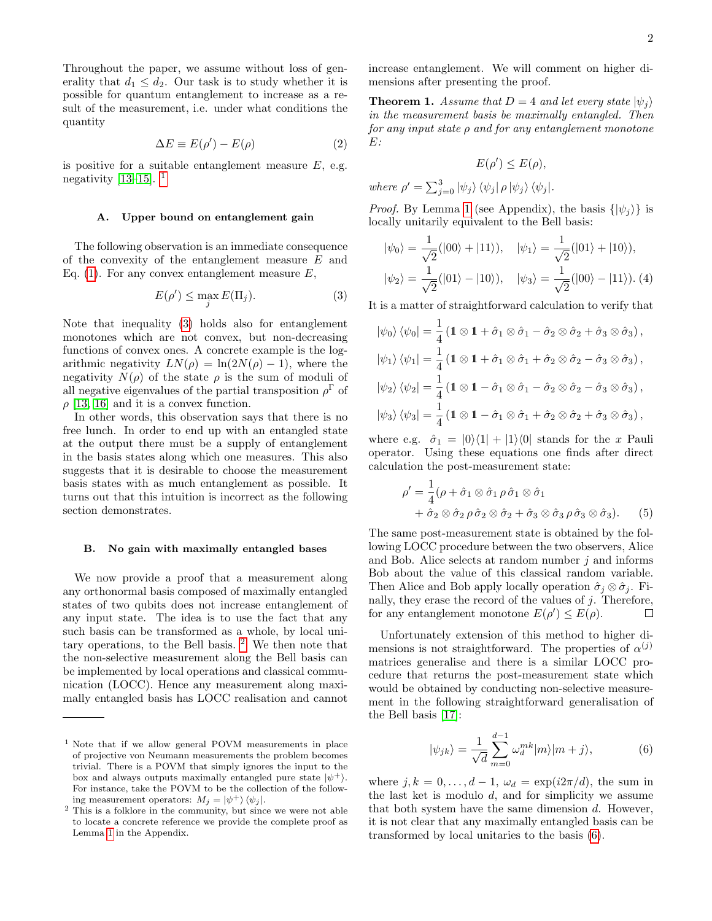Throughout the paper, we assume without loss of generality that $d_1 \leq d_2$. Our task is to study whether it is possible for quantum entanglement to increase as a result of the measurement, i.e. under what conditions the quantity

$$\Delta E \equiv E(\rho') - E(\rho) \tag{2}$$

is positive for a suitable entanglement measure $E$, e.g. negativity [13–15]. [1]

### A. Upper bound on entanglement gain

The following observation is an immediate consequence of the convexity of the entanglement measure $E$ and Eq. (1). For any convex entanglement measure $E$,

$$E(\rho') \leq \max_j E(\Pi_j). \tag{3}$$

Note that inequality (3) holds also for entanglement monotones which are not convex, but non-decreasing functions of convex ones. A concrete example is the logarithmic negativity $LN(\rho) = \ln(2N(\rho) - 1)$, where the negativity $N(\rho)$ of the state $\rho$ is the sum of moduli of all negative eigenvalues of the partial transposition $\rho^\Gamma$ of $\rho$ [13, 16] and it is a convex function.

In other words, this observation says that there is no free lunch. In order to end up with an entangled state at the output there must be a supply of entanglement in the basis states along which one measures. This also suggests that it is desirable to choose the measurement basis states with as much entanglement as possible. It turns out that this intuition is incorrect as the following section demonstrates.

### B. No gain with maximally entangled bases

We now provide a proof that a measurement along any orthonormal basis composed of maximally entangled states of two qubits does not increase entanglement of any input state. The idea is to use the fact that any such basis can be transformed as a whole, by local unitary operations, to the Bell basis. [2] We then note that the non-selective measurement along the Bell basis can be implemented by local operations and classical communication (LOCC). Hence any measurement along maximally entangled basis has LOCC realisation and cannot increase entanglement. We will comment on higher dimensions after presenting the proof.

**Theorem 1.** *Assume that $D = 4$ and let every state $|\psi_j\rangle$ in the measurement basis be maximally entangled. Then for any input state $\rho$ and for any entanglement monotone $E$:*

$$E(\rho') \leq E(\rho),$$

*where $\rho' = \sum_{j=0}^{3} |\psi_j\rangle\langle\psi_j|\,\rho\,|\psi_j\rangle\langle\psi_j|$.*

*Proof.* By Lemma 1 (see Appendix), the basis $\{|\psi_j\rangle\}$ is locally unitarily equivalent to the Bell basis:

$$|\psi_0\rangle = \frac{1}{\sqrt{2}}(|00\rangle + |11\rangle), \quad |\psi_1\rangle = \frac{1}{\sqrt{2}}(|01\rangle + |10\rangle),$$
$$|\psi_2\rangle = \frac{1}{\sqrt{2}}(|01\rangle - |10\rangle), \quad |\psi_3\rangle = \frac{1}{\sqrt{2}}(|00\rangle - |11\rangle). \tag{4}$$

It is a matter of straightforward calculation to verify that

$$|\psi_0\rangle\langle\psi_0| = \frac{1}{4}\left(\mathbb{1}\otimes\mathbb{1} + \hat{\sigma}_1\otimes\hat{\sigma}_1 - \hat{\sigma}_2\otimes\hat{\sigma}_2 + \hat{\sigma}_3\otimes\hat{\sigma}_3\right),$$
$$|\psi_1\rangle\langle\psi_1| = \frac{1}{4}\left(\mathbb{1}\otimes\mathbb{1} + \hat{\sigma}_1\otimes\hat{\sigma}_1 + \hat{\sigma}_2\otimes\hat{\sigma}_2 - \hat{\sigma}_3\otimes\hat{\sigma}_3\right),$$
$$|\psi_2\rangle\langle\psi_2| = \frac{1}{4}\left(\mathbb{1}\otimes\mathbb{1} - \hat{\sigma}_1\otimes\hat{\sigma}_1 - \hat{\sigma}_2\otimes\hat{\sigma}_2 - \hat{\sigma}_3\otimes\hat{\sigma}_3\right),$$
$$|\psi_3\rangle\langle\psi_3| = \frac{1}{4}\left(\mathbb{1}\otimes\mathbb{1} - \hat{\sigma}_1\otimes\hat{\sigma}_1 + \hat{\sigma}_2\otimes\hat{\sigma}_2 + \hat{\sigma}_3\otimes\hat{\sigma}_3\right),$$

where e.g. $\hat{\sigma}_1 = |0\rangle\langle 1| + |1\rangle\langle 0|$ stands for the $x$ Pauli operator. Using these equations one finds after direct calculation the post-measurement state:

$$\rho' = \frac{1}{4}(\rho + \hat{\sigma}_1\otimes\hat{\sigma}_1\,\rho\,\hat{\sigma}_1\otimes\hat{\sigma}_1$$
$$+ \hat{\sigma}_2\otimes\hat{\sigma}_2\,\rho\,\hat{\sigma}_2\otimes\hat{\sigma}_2 + \hat{\sigma}_3\otimes\hat{\sigma}_3\,\rho\,\hat{\sigma}_3\otimes\hat{\sigma}_3). \tag{5}$$

The same post-measurement state is obtained by the following LOCC procedure between the two observers, Alice and Bob. Alice selects at random number $j$ and informs Bob about the value of this classical random variable. Then Alice and Bob apply locally operation $\hat{\sigma}_j\otimes\hat{\sigma}_j$. Finally, they erase the record of the values of $j$. Therefore, for any entanglement monotone $E(\rho') \leq E(\rho)$. □

Unfortunately extension of this method to higher dimensions is not straightforward. The properties of $\alpha^{(j)}$ matrices generalise and there is a similar LOCC procedure that returns the post-measurement state which would be obtained by conducting non-selective measurement in the following straightforward generalisation of the Bell basis [17]:

$$|\psi_{jk}\rangle = \frac{1}{\sqrt{d}}\sum_{m=0}^{d-1}\omega_d^{mk}|m\rangle|m+j\rangle, \tag{6}$$

where $j, k = 0, \ldots, d-1$, $\omega_d = \exp(i2\pi/d)$, the sum in the last ket is modulo $d$, and for simplicity we assume that both system have the same dimension $d$. However, it is not clear that any maximally entangled basis can be transformed by local unitaries to the basis (6).

---

[1] Note that if we allow general POVM measurements in place of projective von Neumann measurements the problem becomes trivial. There is a POVM that simply ignores the input to the box and always outputs maximally entangled pure state $|\psi^+\rangle$. For instance, take the POVM to be the collection of the following measurement operators: $M_j = |\psi^+\rangle\langle\psi_j|$.

[2] This is a folklore in the community, but since we were not able to locate a concrete reference we provide the complete proof as Lemma 1 in the Appendix.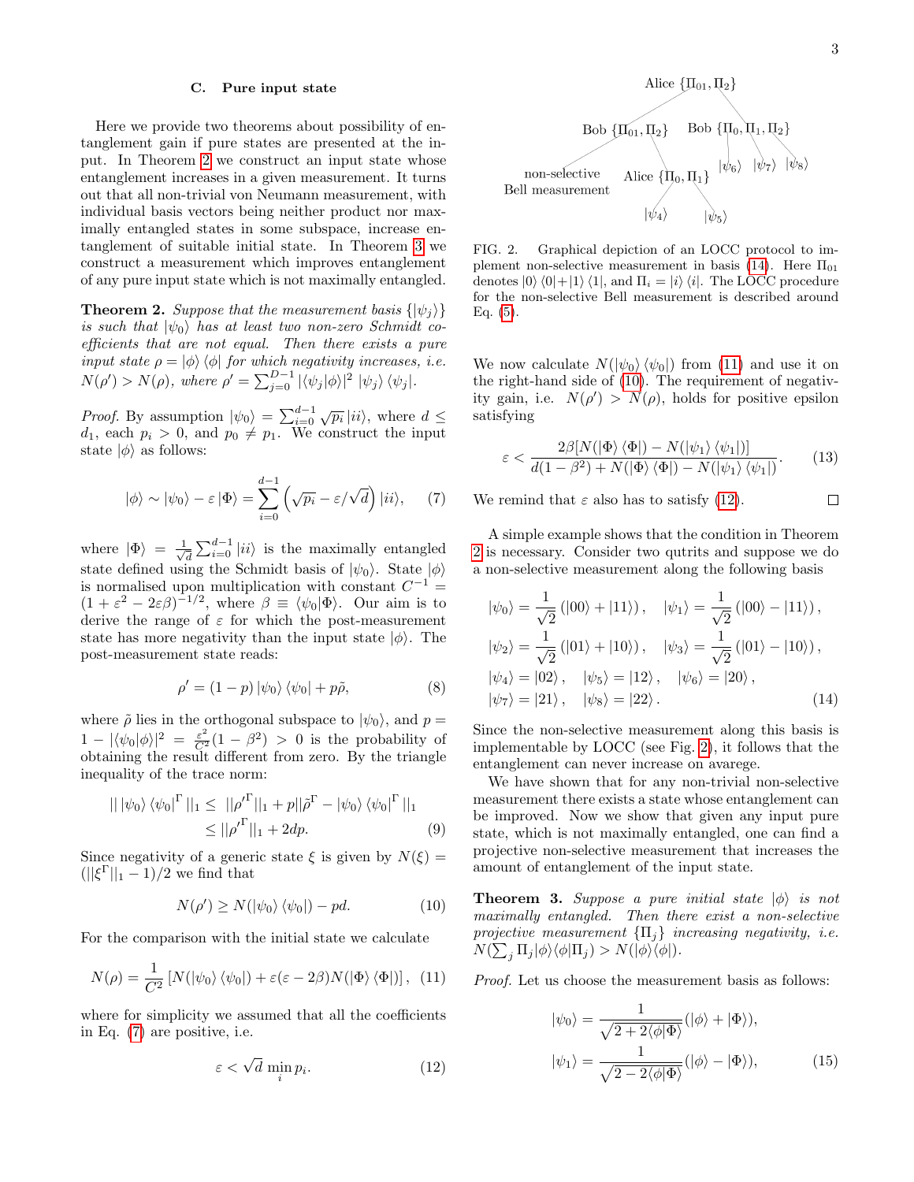### C. Pure input state

Here we provide two theorems about possibility of entanglement gain if pure states are presented at the input. In Theorem 2 we construct an input state whose entanglement increases in a given measurement. It turns out that all non-trivial von Neumann measurement, with individual basis vectors being neither product nor maximally entangled states in some subspace, increase entanglement of suitable initial state. In Theorem 3 we construct a measurement which improves entanglement of any pure input state which is not maximally entangled.

**Theorem 2.** *Suppose that the measurement basis $\{|\psi_j\rangle\}$ is such that $|\psi_0\rangle$ has at least two non-zero Schmidt coefficients that are not equal. Then there exists a pure input state $\rho = |\phi\rangle\langle\phi|$ for which negativity increases, i.e. $N(\rho') > N(\rho)$, where $\rho' = \sum_{j=0}^{D-1} |\langle\psi_j|\phi\rangle|^2 \, |\psi_j\rangle\langle\psi_j|$.*

*Proof.* By assumption $|\psi_0\rangle = \sum_{i=0}^{d-1}\sqrt{p_i}\,|ii\rangle$, where $d \leq d_1$, each $p_i > 0$, and $p_0 \neq p_1$. We construct the input state $|\phi\rangle$ as follows:

$$|\phi\rangle \sim |\psi_0\rangle - \varepsilon\,|\Phi\rangle = \sum_{i=0}^{d-1}\left(\sqrt{p_i} - \varepsilon/\sqrt{d}\right)|ii\rangle, \quad (7)$$

where $|\Phi\rangle = \frac{1}{\sqrt{d}}\sum_{i=0}^{d-1}|ii\rangle$ is the maximally entangled state defined using the Schmidt basis of $|\psi_0\rangle$. State $|\phi\rangle$ is normalised upon multiplication with constant $C^{-1} = (1+\varepsilon^2 - 2\varepsilon\beta)^{-1/2}$, where $\beta \equiv \langle\psi_0|\Phi\rangle$. Our aim is to derive the range of $\varepsilon$ for which the post-measurement state has more negativity than the input state $|\phi\rangle$. The post-measurement state reads:

$$\rho' = (1-p)\,|\psi_0\rangle\langle\psi_0| + p\tilde{\rho}, \quad (8)$$

where $\tilde{\rho}$ lies in the orthogonal subspace to $|\psi_0\rangle$, and $p = 1 - |\langle\psi_0|\phi\rangle|^2 = \frac{\varepsilon^2}{C^2}(1-\beta^2) > 0$ is the probability of obtaining the result different from zero. By the triangle inequality of the trace norm:

$$\begin{aligned}||\,|\psi_0\rangle\langle\psi_0|^\Gamma\,||_1 \leq \; & ||\rho'^\Gamma||_1 + p||\tilde{\rho}^\Gamma - |\psi_0\rangle\langle\psi_0|^\Gamma\,||_1 \\ \leq \; & ||\rho'^\Gamma||_1 + 2dp. \end{aligned} \quad (9)$$

Since negativity of a generic state $\xi$ is given by $N(\xi) = (||\xi^\Gamma||_1 - 1)/2$ we find that

$$N(\rho') \geq N(|\psi_0\rangle\langle\psi_0|) - pd. \quad (10)$$

For the comparison with the initial state we calculate

$$N(\rho) = \frac{1}{C^2}\left[N(|\psi_0\rangle\langle\psi_0|) + \varepsilon(\varepsilon - 2\beta)N(|\Phi\rangle\langle\Phi|)\right], \quad (11)$$

where for simplicity we assumed that all the coefficients in Eq. (7) are positive, i.e.

$$\varepsilon < \sqrt{d}\,\min_i p_i. \quad (12)$$

We now calculate $N(|\psi_0\rangle\langle\psi_0|)$ from (11) and use it on the right-hand side of (10). The requirement of negativity gain, i.e. $N(\rho') > N(\rho)$, holds for positive epsilon satisfying

$$\varepsilon < \frac{2\beta[N(|\Phi\rangle\langle\Phi|) - N(|\psi_1\rangle\langle\psi_1|)]}{d(1-\beta^2) + N(|\Phi\rangle\langle\Phi|) - N(|\psi_1\rangle\langle\psi_1|)}. \quad (13)$$

We remind that $\varepsilon$ also has to satisfy (12). □

A simple example shows that the condition in Theorem 2 is necessary. Consider two qutrits and suppose we do a non-selective measurement along the following basis

$$\begin{aligned}
&|\psi_0\rangle = \frac{1}{\sqrt{2}}(|00\rangle + |11\rangle), \quad |\psi_1\rangle = \frac{1}{\sqrt{2}}(|00\rangle - |11\rangle), \\
&|\psi_2\rangle = \frac{1}{\sqrt{2}}(|01\rangle + |10\rangle), \quad |\psi_3\rangle = \frac{1}{\sqrt{2}}(|01\rangle - |10\rangle), \\
&|\psi_4\rangle = |02\rangle, \quad |\psi_5\rangle = |12\rangle, \quad |\psi_6\rangle = |20\rangle, \\
&|\psi_7\rangle = |21\rangle, \quad |\psi_8\rangle = |22\rangle.
\end{aligned} \quad (14)$$

Since the non-selective measurement along this basis is implementable by LOCC (see Fig. 2), it follows that the entanglement can never increase on avarege.

We have shown that for any non-trivial non-selective measurement there exists a state whose entanglement can be improved. Now we show that given any input pure state, which is not maximally entangled, one can find a projective non-selective measurement that increases the amount of entanglement of the input state.

FIG. 2. Graphical depiction of an LOCC protocol to implement non-selective measurement in basis (14). Here $\Pi_{01}$ denotes $|0\rangle\langle 0| + |1\rangle\langle 1|$, and $\Pi_i = |i\rangle\langle i|$. The LOCC procedure for the non-selective Bell measurement is described around Eq. (5).

**Theorem 3.** *Suppose a pure initial state $|\phi\rangle$ is not maximally entangled. Then there exist a non-selective projective measurement $\{\Pi_j\}$ increasing negativity, i.e. $N(\sum_j \Pi_j|\phi\rangle\langle\phi|\Pi_j) > N(|\phi\rangle\langle\phi|)$.*

*Proof.* Let us choose the measurement basis as follows:

$$\begin{aligned}
|\psi_0\rangle &= \frac{1}{\sqrt{2+2\langle\phi|\Phi\rangle}}(|\phi\rangle + |\Phi\rangle), \\
|\psi_1\rangle &= \frac{1}{\sqrt{2-2\langle\phi|\Phi\rangle}}(|\phi\rangle - |\Phi\rangle),
\end{aligned} \quad (15)$$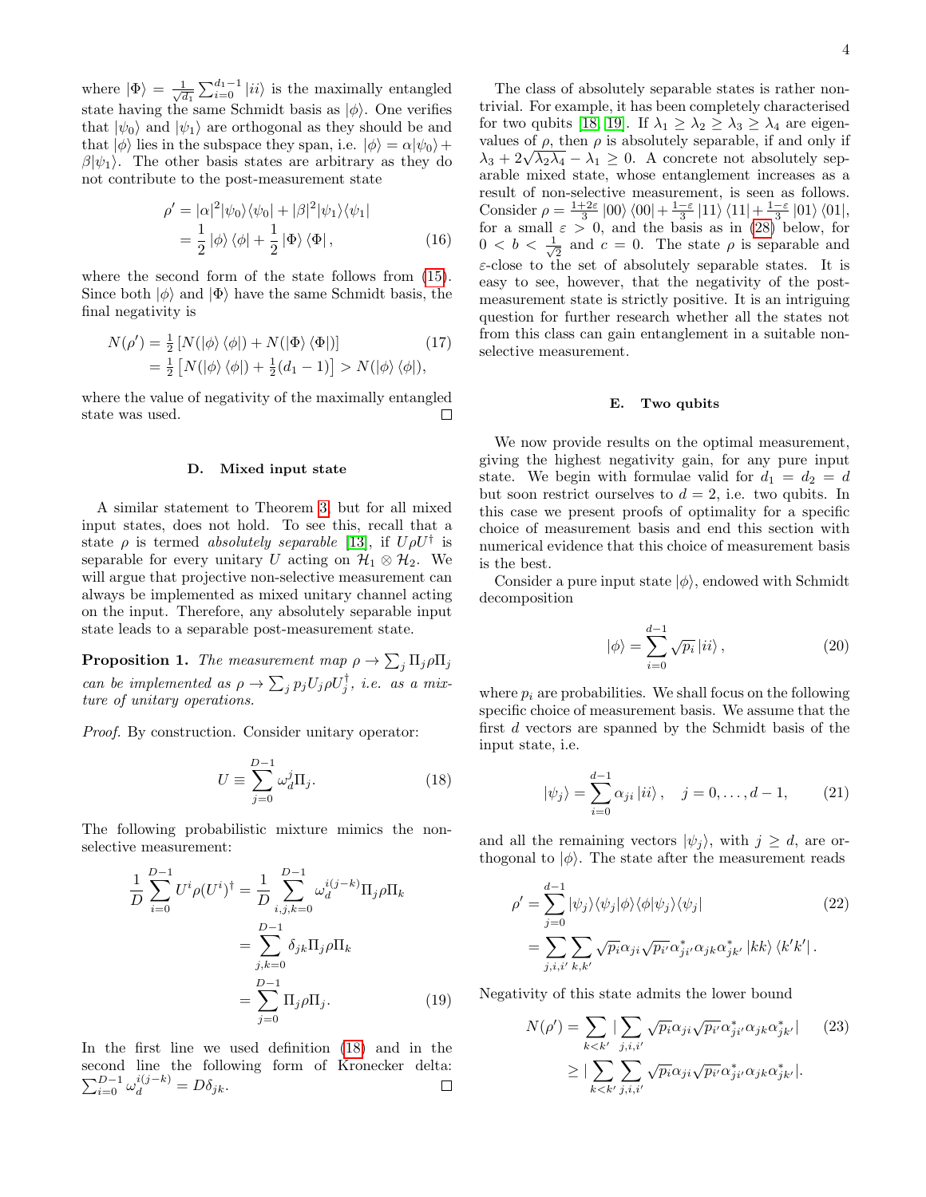where $|\Phi\rangle = \frac{1}{\sqrt{d_1}}\sum_{i=0}^{d_1-1}|ii\rangle$ is the maximally entangled state having the same Schmidt basis as $|\phi\rangle$. One verifies that $|\psi_0\rangle$ and $|\psi_1\rangle$ are orthogonal as they should be and that $|\phi\rangle$ lies in the subspace they span, i.e. $|\phi\rangle = \alpha|\psi_0\rangle + \beta|\psi_1\rangle$. The other basis states are arbitrary as they do not contribute to the post-measurement state

$$
\begin{aligned}
\rho' &= |\alpha|^2|\psi_0\rangle\langle\psi_0| + |\beta|^2|\psi_1\rangle\langle\psi_1| \\
&= \frac{1}{2}|\phi\rangle\langle\phi| + \frac{1}{2}|\Phi\rangle\langle\Phi|,
\end{aligned} \tag{16}
$$

where the second form of the state follows from (15). Since both $|\phi\rangle$ and $|\Phi\rangle$ have the same Schmidt basis, the final negativity is

$$
\begin{aligned}
N(\rho') &= \tfrac{1}{2}\left[N(|\phi\rangle\langle\phi|) + N(|\Phi\rangle\langle\Phi|)\right] \\
&= \tfrac{1}{2}\left[N(|\phi\rangle\langle\phi|) + \tfrac{1}{2}(d_1-1)\right] > N(|\phi\rangle\langle\phi|),
\end{aligned} \tag{17}
$$

where the value of negativity of the maximally entangled state was used. □

### D. Mixed input state

A similar statement to Theorem 3, but for all mixed input states, does not hold. To see this, recall that a state $\rho$ is termed *absolutely separable* [13], if $U\rho U^\dagger$ is separable for every unitary $U$ acting on $\mathcal{H}_1\otimes\mathcal{H}_2$. We will argue that projective non-selective measurement can always be implemented as mixed unitary channel acting on the input. Therefore, any absolutely separable input state leads to a separable post-measurement state.

**Proposition 1.** *The measurement map $\rho \to \sum_j \Pi_j\rho\Pi_j$ can be implemented as $\rho\to\sum_j p_j U_j\rho U_j^\dagger$, i.e. as a mixture of unitary operations.*

*Proof.* By construction. Consider unitary operator:

$$
U \equiv \sum_{j=0}^{D-1}\omega_d^j\Pi_j. \tag{18}
$$

The following probabilistic mixture mimics the non-selective measurement:

$$
\begin{aligned}
\frac{1}{D}\sum_{i=0}^{D-1}U^i\rho(U^i)^\dagger &= \frac{1}{D}\sum_{i,j,k=0}^{D-1}\omega_d^{i(j-k)}\Pi_j\rho\Pi_k \\
&= \sum_{j,k=0}^{D-1}\delta_{jk}\Pi_j\rho\Pi_k \\
&= \sum_{j=0}^{D-1}\Pi_j\rho\Pi_j.
\end{aligned} \tag{19}
$$

In the first line we used definition (18) and in the second line the following form of Kronecker delta: $\sum_{i=0}^{D-1}\omega_d^{i(j-k)} = D\delta_{jk}$. □

The class of absolutely separable states is rather nontrivial. For example, it has been completely characterised for two qubits [18, 19]. If $\lambda_1\geq\lambda_2\geq\lambda_3\geq\lambda_4$ are eigenvalues of $\rho$, then $\rho$ is absolutely separable, if and only if $\lambda_3 + 2\sqrt{\lambda_2\lambda_4} - \lambda_1 \geq 0$. A concrete not absolutely separable mixed state, whose entanglement increases as a result of non-selective measurement, is seen as follows. Consider $\rho = \frac{1+2\varepsilon}{3}|00\rangle\langle 00| + \frac{1-\varepsilon}{3}|11\rangle\langle 11| + \frac{1-\varepsilon}{3}|01\rangle\langle 01|$, for a small $\varepsilon > 0$, and the basis as in (28) below, for $0 < b < \frac{1}{\sqrt{2}}$ and $c = 0$. The state $\rho$ is separable and $\varepsilon$-close to the set of absolutely separable states. It is easy to see, however, that the negativity of the post-measurement state is strictly positive. It is an intriguing question for further research whether all the states not from this class can gain entanglement in a suitable non-selective measurement.

### E. Two qubits

We now provide results on the optimal measurement, giving the highest negativity gain, for any pure input state. We begin with formulae valid for $d_1 = d_2 = d$ but soon restrict ourselves to $d = 2$, i.e. two qubits. In this case we present proofs of optimality for a specific choice of measurement basis and end this section with numerical evidence that this choice of measurement basis is the best.

Consider a pure input state $|\phi\rangle$, endowed with Schmidt decomposition

$$
|\phi\rangle = \sum_{i=0}^{d-1}\sqrt{p_i}\,|ii\rangle, \tag{20}
$$

where $p_i$ are probabilities. We shall focus on the following specific choice of measurement basis. We assume that the first $d$ vectors are spanned by the Schmidt basis of the input state, i.e.

$$
|\psi_j\rangle = \sum_{i=0}^{d-1}\alpha_{ji}\,|ii\rangle, \quad j = 0,\ldots,d-1, \tag{21}
$$

and all the remaining vectors $|\psi_j\rangle$, with $j\geq d$, are orthogonal to $|\phi\rangle$. The state after the measurement reads

$$
\begin{aligned}
\rho' &= \sum_{j=0}^{d-1}|\psi_j\rangle\langle\psi_j|\phi\rangle\langle\phi|\psi_j\rangle\langle\psi_j| \\
&= \sum_{j,i,i'}\sum_{k,k'}\sqrt{p_i}\alpha_{ji}\sqrt{p_{i'}}\alpha^*_{ji'}\alpha_{jk}\alpha^*_{jk'}\,|kk\rangle\langle k'k'|.
\end{aligned} \tag{22}
$$

Negativity of this state admits the lower bound

$$
\begin{aligned}
N(\rho') &= \sum_{k<k'}\Big|\sum_{j,i,i'}\sqrt{p_i}\alpha_{ji}\sqrt{p_{i'}}\alpha^*_{ji'}\alpha_{jk}\alpha^*_{jk'}\Big| \\
&\geq \Big|\sum_{k<k'}\sum_{j,i,i'}\sqrt{p_i}\alpha_{ji}\sqrt{p_{i'}}\alpha^*_{ji'}\alpha_{jk}\alpha^*_{jk'}\Big|.
\end{aligned} \tag{23}
$$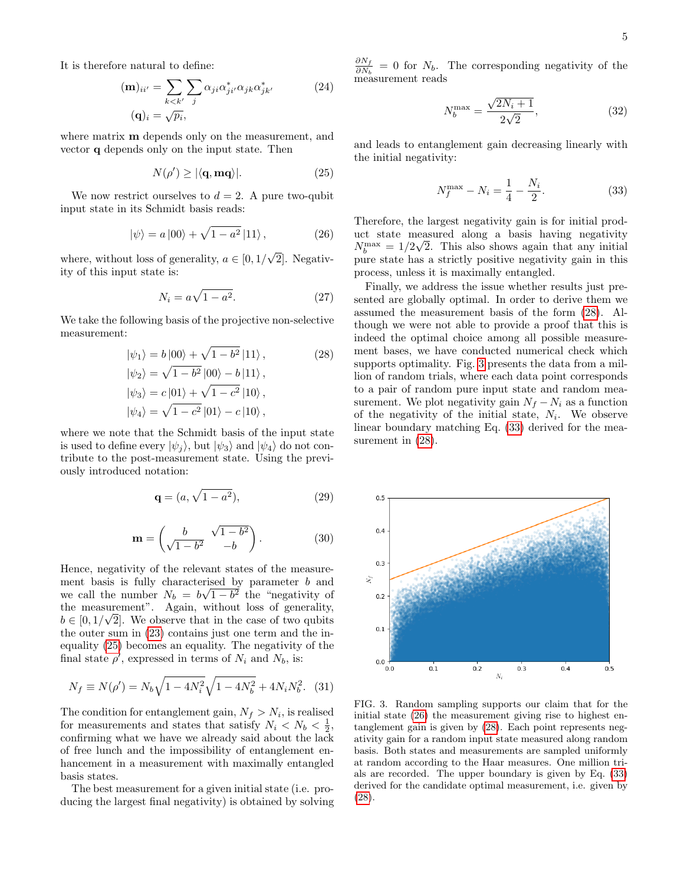It is therefore natural to define:

$$(\mathbf{m})_{ii'} = \sum_{k<k'} \sum_j \alpha_{ji}\alpha^*_{ji'}\alpha_{jk}\alpha^*_{jk'} \tag{24}$$
$$(\mathbf{q})_i = \sqrt{p_i},$$

where matrix $\mathbf{m}$ depends only on the measurement, and vector $\mathbf{q}$ depends only on the input state. Then

$$N(\rho') \geq |\langle \mathbf{q}, \mathbf{m}\mathbf{q}\rangle|. \tag{25}$$

We now restrict ourselves to $d = 2$. A pure two-qubit input state in its Schmidt basis reads:

$$|\psi\rangle = a\,|00\rangle + \sqrt{1-a^2}\,|11\rangle\,, \tag{26}$$

where, without loss of generality, $a \in [0, 1/\sqrt{2}]$. Negativity of this input state is:

$$N_i = a\sqrt{1-a^2}. \tag{27}$$

We take the following basis of the projective non-selective measurement:

$$\begin{aligned}
|\psi_1\rangle &= b\,|00\rangle + \sqrt{1-b^2}\,|11\rangle\,, \\
|\psi_2\rangle &= \sqrt{1-b^2}\,|00\rangle - b\,|11\rangle\,, \\
|\psi_3\rangle &= c\,|01\rangle + \sqrt{1-c^2}\,|10\rangle\,, \\
|\psi_4\rangle &= \sqrt{1-c^2}\,|01\rangle - c\,|10\rangle\,,
\end{aligned} \tag{28}$$

where we note that the Schmidt basis of the input state is used to define every $|\psi_j\rangle$, but $|\psi_3\rangle$ and $|\psi_4\rangle$ do not contribute to the post-measurement state. Using the previously introduced notation:

$$\mathbf{q} = (a, \sqrt{1-a^2}), \tag{29}$$

$$\mathbf{m} = \begin{pmatrix} b & \sqrt{1-b^2} \\ \sqrt{1-b^2} & -b \end{pmatrix}. \tag{30}$$

Hence, negativity of the relevant states of the measurement basis is fully characterised by parameter $b$ and we call the number $N_b = b\sqrt{1-b^2}$ the "negativity of the measurement". Again, without loss of generality, $b \in [0, 1/\sqrt{2}]$. We observe that in the case of two qubits the outer sum in (23) contains just one term and the inequality (25) becomes an equality. The negativity of the final state $\rho'$, expressed in terms of $N_i$ and $N_b$, is:

$$N_f \equiv N(\rho') = N_b\sqrt{1-4N_i^2}\sqrt{1-4N_b^2} + 4N_iN_b^2. \tag{31}$$

The condition for entanglement gain, $N_f > N_i$, is realised for measurements and states that satisfy $N_i < N_b < \frac{1}{2}$, confirming what we have we already said about the lack of free lunch and the impossibility of entanglement enhancement in a measurement with maximally entangled basis states.

The best measurement for a given initial state (i.e. producing the largest final negativity) is obtained by solving $\frac{\partial N_f}{\partial N_b} = 0$ for $N_b$. The corresponding negativity of the measurement reads

$$N_b^{\max} = \frac{\sqrt{2N_i + 1}}{2\sqrt{2}}, \tag{32}$$

and leads to entanglement gain decreasing linearly with the initial negativity:

$$N_f^{\max} - N_i = \frac{1}{4} - \frac{N_i}{2}. \tag{33}$$

Therefore, the largest negativity gain is for initial product state measured along a basis having negativity $N_b^{\max} = 1/2\sqrt{2}$. This also shows again that any initial pure state has a strictly positive negativity gain in this process, unless it is maximally entangled.

Finally, we address the issue whether results just presented are globally optimal. In order to derive them we assumed the measurement basis of the form (28). Although we were not able to provide a proof that this is indeed the optimal choice among all possible measurement bases, we have conducted numerical check which supports optimality. Fig. 3 presents the data from a million of random trials, where each data point corresponds to a pair of random pure input state and random measurement. We plot negativity gain $N_f - N_i$ as a function of the negativity of the initial state, $N_i$. We observe linear boundary matching Eq. (33) derived for the measurement in (28).

FIG. 3. Random sampling supports our claim that for the initial state (26) the measurement giving rise to highest entanglement gain is given by (28). Each point represents negativity gain for a random input state measured along random basis. Both states and measurements are sampled uniformly at random according to the Haar measures. One million trials are recorded. The upper boundary is given by Eq. (33) derived for the candidate optimal measurement, i.e. given by (28).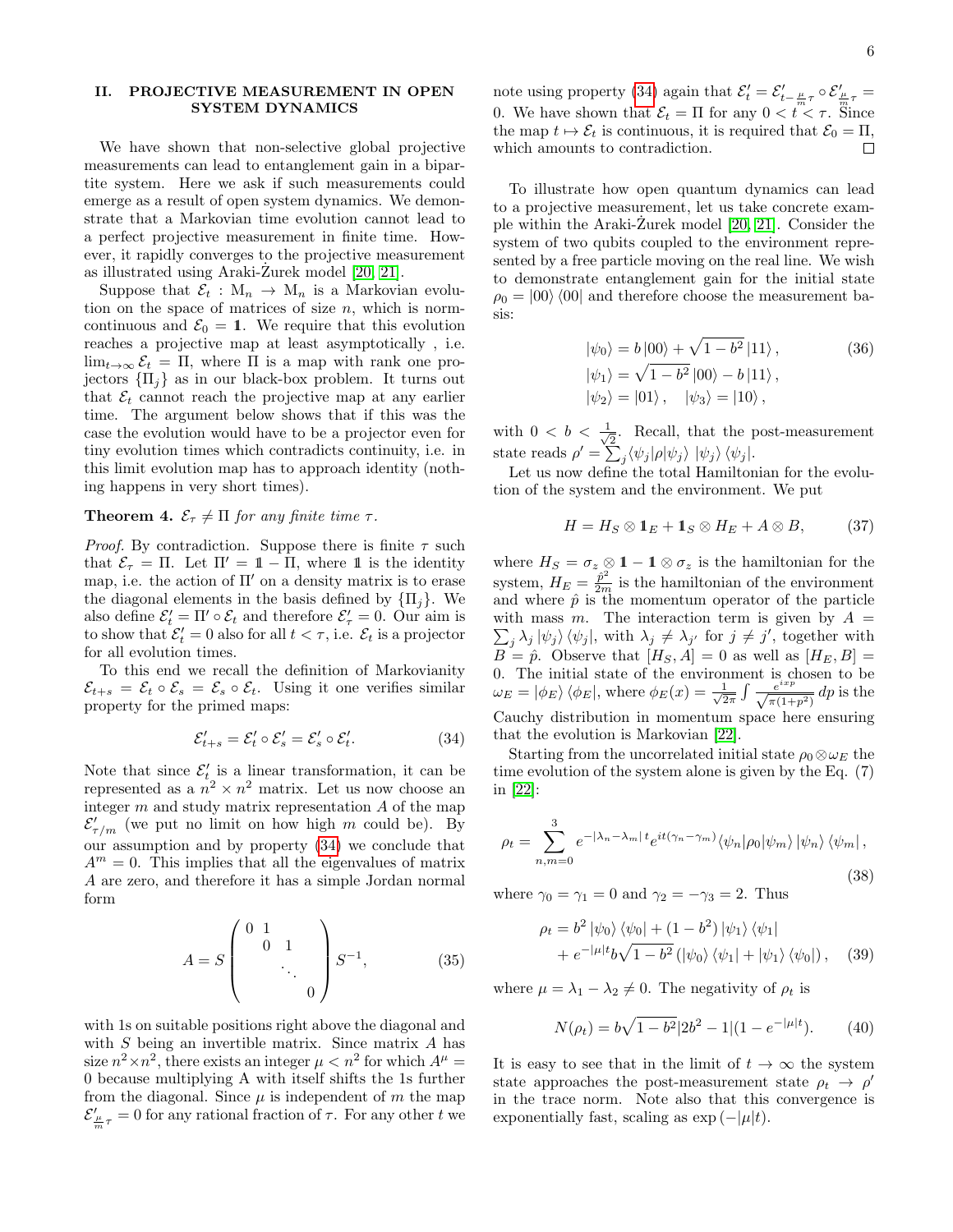## II. PROJECTIVE MEASUREMENT IN OPEN SYSTEM DYNAMICS

We have shown that non-selective global projective measurements can lead to entanglement gain in a bipartite system. Here we ask if such measurements could emerge as a result of open system dynamics. We demonstrate that a Markovian time evolution cannot lead to a perfect projective measurement in finite time. However, it rapidly converges to the projective measurement as illustrated using Araki-Żurek model [20, 21].

Suppose that $\mathcal{E}_t : \mathrm{M}_n \to \mathrm{M}_n$ is a Markovian evolution on the space of matrices of size $n$, which is norm-continuous and $\mathcal{E}_0 = \mathbb{1}$. We require that this evolution reaches a projective map at least asymptotically , i.e. $\lim_{t\to\infty} \mathcal{E}_t = \Pi$, where $\Pi$ is a map with rank one projectors $\{\Pi_j\}$ as in our black-box problem. It turns out that $\mathcal{E}_t$ cannot reach the projective map at any earlier time. The argument below shows that if this was the case the evolution would have to be a projector even for tiny evolution times which contradicts continuity, i.e. in this limit evolution map has to approach identity (nothing happens in very short times).

**Theorem 4.** *$\mathcal{E}_\tau \neq \Pi$ for any finite time $\tau$.*

*Proof.* By contradiction. Suppose there is finite $\tau$ such that $\mathcal{E}_\tau = \Pi$. Let $\Pi' = \mathbb{1} - \Pi$, where $\mathbb{1}$ is the identity map, i.e. the action of $\Pi'$ on a density matrix is to erase the diagonal elements in the basis defined by $\{\Pi_j\}$. We also define $\mathcal{E}'_t = \Pi' \circ \mathcal{E}_t$ and therefore $\mathcal{E}'_\tau = 0$. Our aim is to show that $\mathcal{E}'_t = 0$ also for all $t < \tau$, i.e. $\mathcal{E}_t$ is a projector for all evolution times.

To this end we recall the definition of Markovianity $\mathcal{E}_{t+s} = \mathcal{E}_t \circ \mathcal{E}_s = \mathcal{E}_s \circ \mathcal{E}_t$. Using it one verifies similar property for the primed maps:

$$\mathcal{E}'_{t+s} = \mathcal{E}'_t \circ \mathcal{E}'_s = \mathcal{E}'_s \circ \mathcal{E}'_t. \tag{34}$$

Note that since $\mathcal{E}'_t$ is a linear transformation, it can be represented as a $n^2 \times n^2$ matrix. Let us now choose an integer $m$ and study matrix representation $A$ of the map $\mathcal{E}'_{\tau/m}$ (we put no limit on how high $m$ could be). By our assumption and by property (34) we conclude that $A^m = 0$. This implies that all the eigenvalues of matrix $A$ are zero, and therefore it has a simple Jordan normal form

$$A = S \begin{pmatrix} 0 & 1 & & \\ & 0 & 1 & \\ & & \ddots & \\ & & & 0 \end{pmatrix} S^{-1}, \tag{35}$$

with 1s on suitable positions right above the diagonal and with $S$ being an invertible matrix. Since matrix $A$ has size $n^2 \times n^2$, there exists an integer $\mu < n^2$ for which $A^\mu = 0$ because multiplying A with itself shifts the 1s further from the diagonal. Since $\mu$ is independent of $m$ the map $\mathcal{E}'_{\frac{\mu}{m}\tau} = 0$ for any rational fraction of $\tau$. For any other $t$ we note using property (34) again that $\mathcal{E}'_t = \mathcal{E}'_{t-\frac{\mu}{m}\tau} \circ \mathcal{E}'_{\frac{\mu}{m}\tau} = 0$. We have shown that $\mathcal{E}_t = \Pi$ for any $0 < t < \tau$. Since the map $t \mapsto \mathcal{E}_t$ is continuous, it is required that $\mathcal{E}_0 = \Pi$, which amounts to contradiction. $\square$

To illustrate how open quantum dynamics can lead to a projective measurement, let us take concrete example within the Araki-Żurek model [20, 21]. Consider the system of two qubits coupled to the environment represented by a free particle moving on the real line. We wish to demonstrate entanglement gain for the initial state $\rho_0 = |00\rangle\langle 00|$ and therefore choose the measurement basis:

$$\begin{aligned}
|\psi_0\rangle &= b\,|00\rangle + \sqrt{1-b^2}\,|11\rangle\,, \\
|\psi_1\rangle &= \sqrt{1-b^2}\,|00\rangle - b\,|11\rangle\,, \\
|\psi_2\rangle &= |01\rangle\,, \quad |\psi_3\rangle = |10\rangle\,,
\end{aligned} \tag{36}$$

with $0 < b < \frac{1}{\sqrt{2}}$. Recall, that the post-measurement state reads $\rho' = \sum_j \langle\psi_j|\rho|\psi_j\rangle\, |\psi_j\rangle\langle\psi_j|$.

Let us now define the total Hamiltonian for the evolution of the system and the environment. We put

$$H = H_S \otimes \mathbb{1}_E + \mathbb{1}_S \otimes H_E + A \otimes B, \tag{37}$$

where $H_S = \sigma_z \otimes \mathbb{1} - \mathbb{1} \otimes \sigma_z$ is the hamiltonian for the system, $H_E = \frac{\hat{p}^2}{2m}$ is the hamiltonian of the environment and where $\hat{p}$ is the momentum operator of the particle with mass $m$. The interaction term is given by $A = \sum_j \lambda_j |\psi_j\rangle\langle\psi_j|$, with $\lambda_j \neq \lambda_{j'}$ for $j \neq j'$, together with $B = \hat{p}$. Observe that $[H_S, A] = 0$ as well as $[H_E, B] = 0$. The initial state of the environment is chosen to be $\omega_E = |\phi_E\rangle\langle\phi_E|$, where $\phi_E(x) = \frac{1}{\sqrt{2\pi}} \int \frac{e^{ixp}}{\sqrt{\pi(1+p^2)}}\, dp$ is the Cauchy distribution in momentum space here ensuring that the evolution is Markovian [22].

Starting from the uncorrelated initial state $\rho_0 \otimes \omega_E$ the time evolution of the system alone is given by the Eq. (7) in [22]:

$$\rho_t = \sum_{n,m=0}^{3} e^{-|\lambda_n - \lambda_m|\, t} e^{it(\gamma_n - \gamma_m)} \langle\psi_n|\rho_0|\psi_m\rangle\, |\psi_n\rangle\langle\psi_m|\,, \tag{38}$$

where $\gamma_0 = \gamma_1 = 0$ and $\gamma_2 = -\gamma_3 = 2$. Thus

$$\begin{aligned}
\rho_t &= b^2\,|\psi_0\rangle\langle\psi_0| + (1-b^2)\,|\psi_1\rangle\langle\psi_1| \\
&\quad + e^{-|\mu| t} b\sqrt{1-b^2}\,\left(|\psi_0\rangle\langle\psi_1| + |\psi_1\rangle\langle\psi_0|\right),
\end{aligned} \tag{39}$$

where $\mu = \lambda_1 - \lambda_2 \neq 0$. The negativity of $\rho_t$ is

$$N(\rho_t) = b\sqrt{1-b^2}\,|2b^2 - 1|(1 - e^{-|\mu| t}). \tag{40}$$

It is easy to see that in the limit of $t \to \infty$ the system state approaches the post-measurement state $\rho_t \to \rho'$ in the trace norm. Note also that this convergence is exponentially fast, scaling as $\exp(-|\mu| t)$.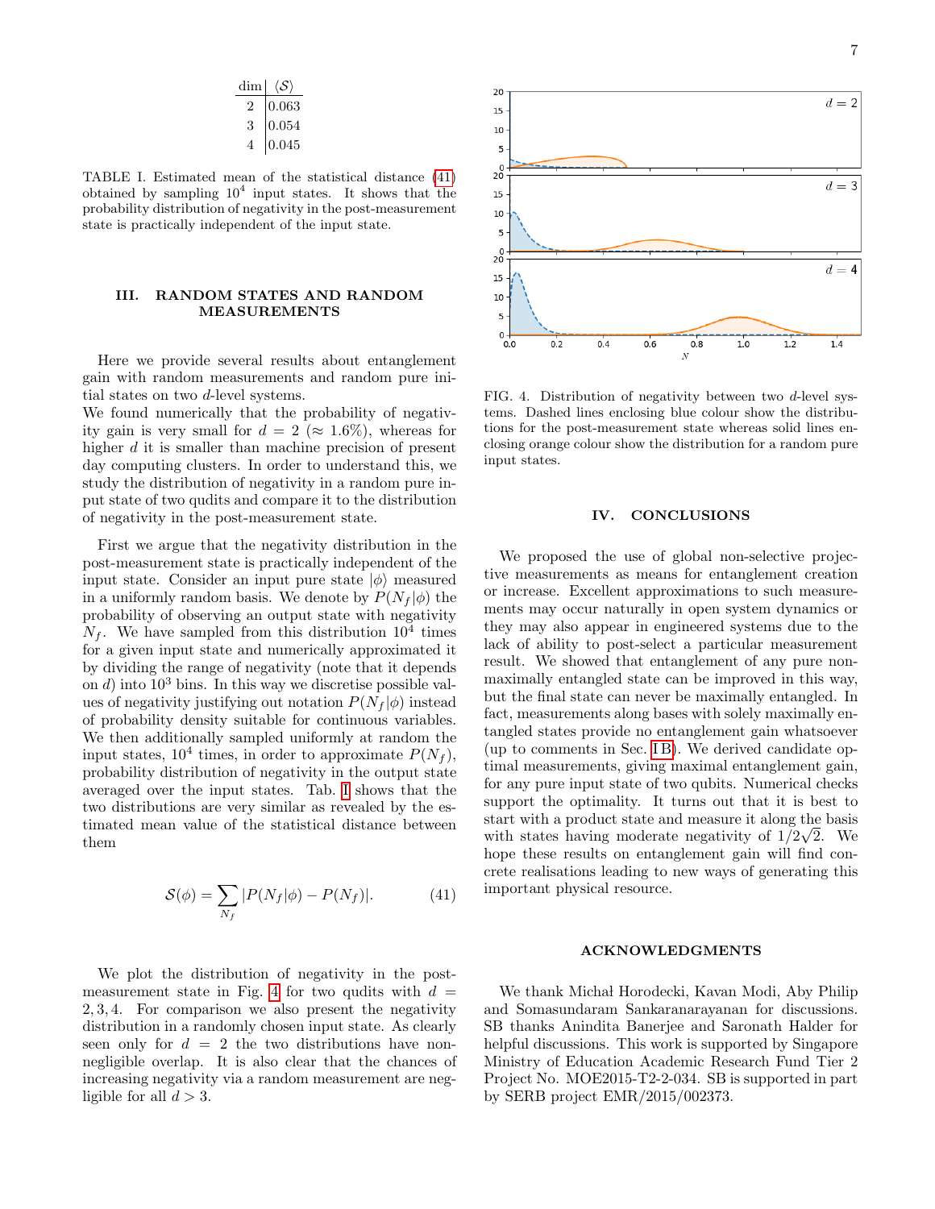| dim | $\langle \mathcal{S} \rangle$ |
|---|---|
| 2 | 0.063 |
| 3 | 0.054 |
| 4 | 0.045 |

TABLE I. Estimated mean of the statistical distance (41) obtained by sampling $10^4$ input states. It shows that the probability distribution of negativity in the post-measurement state is practically independent of the input state.

## III. RANDOM STATES AND RANDOM MEASUREMENTS

Here we provide several results about entanglement gain with random measurements and random pure initial states on two $d$-level systems.

We found numerically that the probability of negativity gain is very small for $d = 2$ ($\approx 1.6\%$), whereas for higher $d$ it is smaller than machine precision of present day computing clusters. In order to understand this, we study the distribution of negativity in a random pure input state of two qudits and compare it to the distribution of negativity in the post-measurement state.

First we argue that the negativity distribution in the post-measurement state is practically independent of the input state. Consider an input pure state $|\phi\rangle$ measured in a uniformly random basis. We denote by $P(N_f|\phi)$ the probability of observing an output state with negativity $N_f$. We have sampled from this distribution $10^4$ times for a given input state and numerically approximated it by dividing the range of negativity (note that it depends on $d$) into $10^3$ bins. In this way we discretise possible values of negativity justifying out notation $P(N_f|\phi)$ instead of probability density suitable for continuous variables. We then additionally sampled uniformly at random the input states, $10^4$ times, in order to approximate $P(N_f)$, probability distribution of negativity in the output state averaged over the input states. Tab. I shows that the two distributions are very similar as revealed by the estimated mean value of the statistical distance between them

$$\mathcal{S}(\phi) = \sum_{N_f} |P(N_f|\phi) - P(N_f)|. \tag{41}$$

We plot the distribution of negativity in the post-measurement state in Fig. 4 for two qudits with $d = 2, 3, 4$. For comparison we also present the negativity distribution in a randomly chosen input state. As clearly seen only for $d = 2$ the two distributions have non-negligible overlap. It is also clear that the chances of increasing negativity via a random measurement are negligible for all $d > 3$.

FIG. 4. Distribution of negativity between two $d$-level systems. Dashed lines enclosing blue colour show the distributions for the post-measurement state whereas solid lines enclosing orange colour show the distribution for a random pure input states.

## IV. CONCLUSIONS

We proposed the use of global non-selective projective measurements as means for entanglement creation or increase. Excellent approximations to such measurements may occur naturally in open system dynamics or they may also appear in engineered systems due to the lack of ability to post-select a particular measurement result. We showed that entanglement of any pure non-maximally entangled state can be improved in this way, but the final state can never be maximally entangled. In fact, measurements along bases with solely maximally entangled states provide no entanglement gain whatsoever (up to comments in Sec. I B). We derived candidate optimal measurements, giving maximal entanglement gain, for any pure input state of two qubits. Numerical checks support the optimality. It turns out that it is best to start with a product state and measure it along the basis with states having moderate negativity of $1/2\sqrt{2}$. We hope these results on entanglement gain will find concrete realisations leading to new ways of generating this important physical resource.

## ACKNOWLEDGMENTS

We thank Michał Horodecki, Kavan Modi, Aby Philip and Somasundaram Sankaranarayanan for discussions. SB thanks Anindita Banerjee and Saronath Halder for helpful discussions. This work is supported by Singapore Ministry of Education Academic Research Fund Tier 2 Project No. MOE2015-T2-2-034. SB is supported in part by SERB project EMR/2015/002373.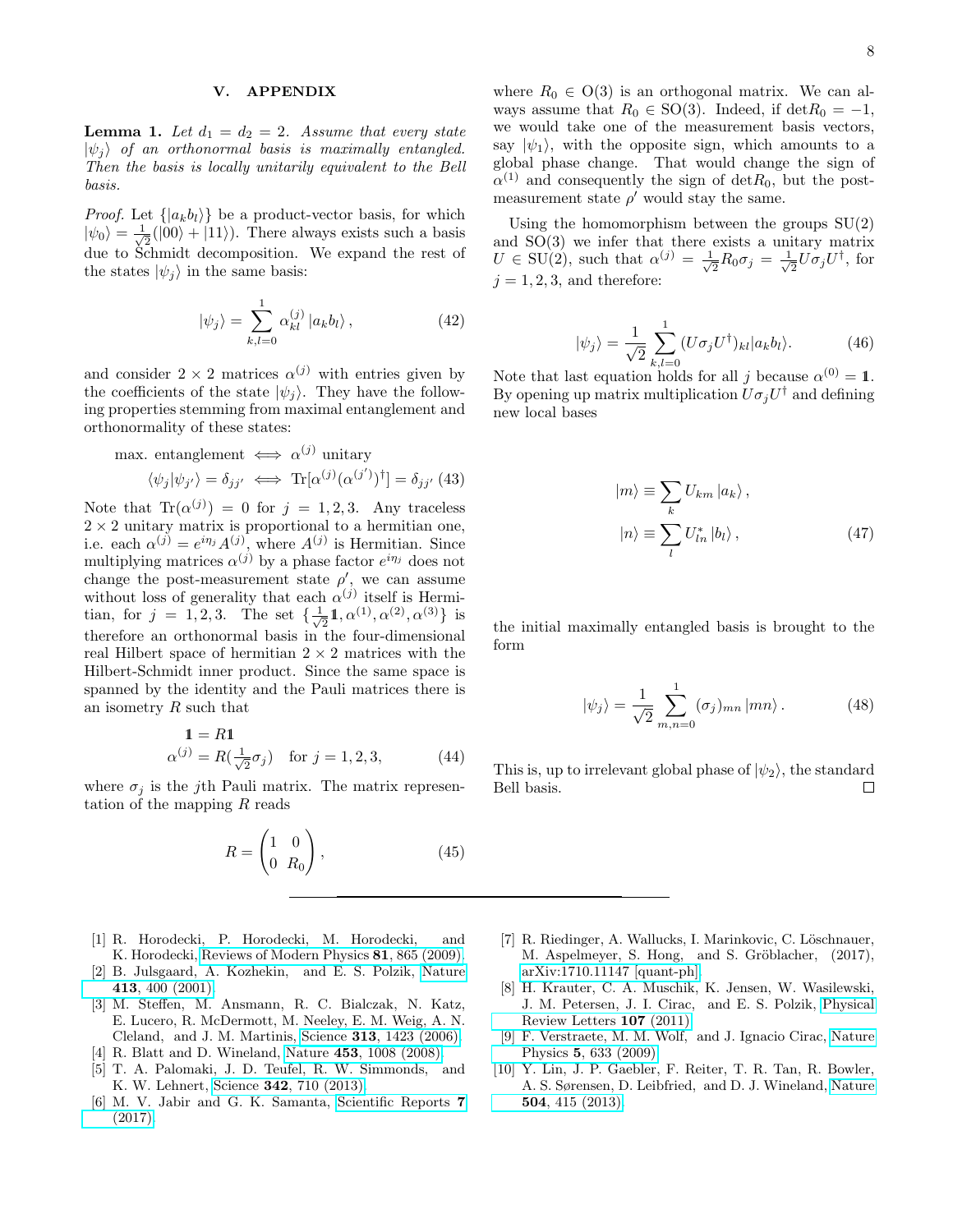## V. APPENDIX

**Lemma 1.** *Let $d_1 = d_2 = 2$. Assume that every state $|\psi_j\rangle$ of an orthonormal basis is maximally entangled. Then the basis is locally unitarily equivalent to the Bell basis.*

*Proof.* Let $\{|a_k b_l\rangle\}$ be a product-vector basis, for which $|\psi_0\rangle = \frac{1}{\sqrt{2}}(|00\rangle + |11\rangle)$. There always exists such a basis due to Schmidt decomposition. We expand the rest of the states $|\psi_j\rangle$ in the same basis:

$$|\psi_j\rangle = \sum_{k,l=0}^{1} \alpha_{kl}^{(j)} |a_k b_l\rangle , \tag{42}$$

and consider $2 \times 2$ matrices $\alpha^{(j)}$ with entries given by the coefficients of the state $|\psi_j\rangle$. They have the following properties stemming from maximal entanglement and orthonormality of these states:

$$\begin{aligned} \text{max. entanglement} &\iff \alpha^{(j)} \text{ unitary} \\ \langle\psi_j|\psi_{j'}\rangle = \delta_{jj'} &\iff \mathrm{Tr}[\alpha^{(j)}(\alpha^{(j')})^\dagger] = \delta_{jj'} \end{aligned} \tag{43}$$

Note that $\mathrm{Tr}(\alpha^{(j)}) = 0$ for $j = 1, 2, 3$. Any traceless $2 \times 2$ unitary matrix is proportional to a hermitian one, i.e. each $\alpha^{(j)} = e^{i\eta_j} A^{(j)}$, where $A^{(j)}$ is Hermitian. Since multiplying matrices $\alpha^{(j)}$ by a phase factor $e^{i\eta_j}$ does not change the post-measurement state $\rho'$, we can assume without loss of generality that each $\alpha^{(j)}$ itself is Hermitian, for $j = 1, 2, 3$. The set $\{\frac{1}{\sqrt{2}}\mathbb{1}, \alpha^{(1)}, \alpha^{(2)}, \alpha^{(3)}\}$ is therefore an orthonormal basis in the four-dimensional real Hilbert space of hermitian $2 \times 2$ matrices with the Hilbert-Schmidt inner product. Since the same space is spanned by the identity and the Pauli matrices there is an isometry $R$ such that

$$\begin{aligned} \mathbb{1} &= R\mathbb{1} \\ \alpha^{(j)} &= R(\tfrac{1}{\sqrt{2}}\sigma_j) \quad \text{for } j = 1, 2, 3, \end{aligned} \tag{44}$$

where $\sigma_j$ is the $j$th Pauli matrix. The matrix representation of the mapping $R$ reads

$$R = \begin{pmatrix} 1 & 0 \\ 0 & R_0 \end{pmatrix}, \tag{45}$$

where $R_0 \in \mathrm{O}(3)$ is an orthogonal matrix. We can always assume that $R_0 \in \mathrm{SO}(3)$. Indeed, if $\det R_0 = -1$, we would take one of the measurement basis vectors, say $|\psi_1\rangle$, with the opposite sign, which amounts to a global phase change. That would change the sign of $\alpha^{(1)}$ and consequently the sign of $\det R_0$, but the post-measurement state $\rho'$ would stay the same.

Using the homomorphism between the groups SU(2) and SO(3) we infer that there exists a unitary matrix $U \in \mathrm{SU}(2)$, such that $\alpha^{(j)} = \frac{1}{\sqrt{2}} R_0 \sigma_j = \frac{1}{\sqrt{2}} U \sigma_j U^\dagger$, for $j = 1, 2, 3$, and therefore:

$$|\psi_j\rangle = \frac{1}{\sqrt{2}} \sum_{k,l=0}^{1} (U\sigma_j U^\dagger)_{kl} |a_k b_l\rangle. \tag{46}$$

Note that last equation holds for all $j$ because $\alpha^{(0)} = \mathbb{1}$. By opening up matrix multiplication $U\sigma_j U^\dagger$ and defining new local bases

$$\begin{aligned} |m\rangle &\equiv \sum_k U_{km} |a_k\rangle , \\ |n\rangle &\equiv \sum_l U^*_{ln} |b_l\rangle , \end{aligned} \tag{47}$$

the initial maximally entangled basis is brought to the form

$$|\psi_j\rangle = \frac{1}{\sqrt{2}} \sum_{m,n=0}^{1} (\sigma_j)_{mn} |mn\rangle . \tag{48}$$

This is, up to irrelevant global phase of $|\psi_2\rangle$, the standard Bell basis. □

---

[1] R. Horodecki, P. Horodecki, M. Horodecki, and K. Horodecki, Reviews of Modern Physics **81**, 865 (2009).
[2] B. Julsgaard, A. Kozhekin, and E. S. Polzik, Nature **413**, 400 (2001).
[3] M. Steffen, M. Ansmann, R. C. Bialczak, N. Katz, E. Lucero, R. McDermott, M. Neeley, E. M. Weig, A. N. Cleland, and J. M. Martinis, Science **313**, 1423 (2006).
[4] R. Blatt and D. Wineland, Nature **453**, 1008 (2008).
[5] T. A. Palomaki, J. D. Teufel, R. W. Simmonds, and K. W. Lehnert, Science **342**, 710 (2013).
[6] M. V. Jabir and G. K. Samanta, Scientific Reports **7** (2017).
[7] R. Riedinger, A. Wallucks, I. Marinkovic, C. Löschnauer, M. Aspelmeyer, S. Hong, and S. Gröblacher, (2017), arXiv:1710.11147 [quant-ph].
[8] H. Krauter, C. A. Muschik, K. Jensen, W. Wasilewski, J. M. Petersen, J. I. Cirac, and E. S. Polzik, Physical Review Letters **107** (2011).
[9] F. Verstraete, M. M. Wolf, and J. Ignacio Cirac, Nature Physics **5**, 633 (2009).
[10] Y. Lin, J. P. Gaebler, F. Reiter, T. R. Tan, R. Bowler, A. S. Sørensen, D. Leibfried, and D. J. Wineland, Nature **504**, 415 (2013).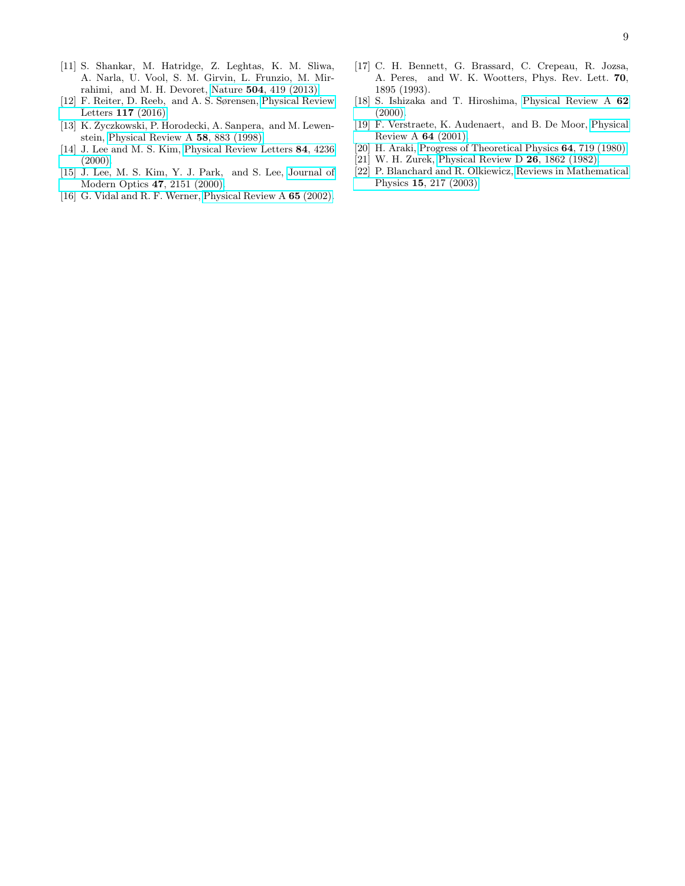[11] S. Shankar, M. Hatridge, Z. Leghtas, K. M. Sliwa, A. Narla, U. Vool, S. M. Girvin, L. Frunzio, M. Mirrahimi, and M. H. Devoret, Nature **504**, 419 (2013).

[12] F. Reiter, D. Reeb, and A. S. Sørensen, Physical Review Letters **117** (2016).

[13] K. Zyczkowski, P. Horodecki, A. Sanpera, and M. Lewenstein, Physical Review A **58**, 883 (1998).

[14] J. Lee and M. S. Kim, Physical Review Letters **84**, 4236 (2000).

[15] J. Lee, M. S. Kim, Y. J. Park, and S. Lee, Journal of Modern Optics **47**, 2151 (2000).

[16] G. Vidal and R. F. Werner, Physical Review A **65** (2002).

[17] C. H. Bennett, G. Brassard, C. Crepeau, R. Jozsa, A. Peres, and W. K. Wootters, Phys. Rev. Lett. **70**, 1895 (1993).

[18] S. Ishizaka and T. Hiroshima, Physical Review A **62** (2000).

[19] F. Verstraete, K. Audenaert, and B. De Moor, Physical Review A **64** (2001).

[20] H. Araki, Progress of Theoretical Physics **64**, 719 (1980).

[21] W. H. Zurek, Physical Review D **26**, 1862 (1982).

[22] P. Blanchard and R. Olkiewicz, Reviews in Mathematical Physics **15**, 217 (2003).